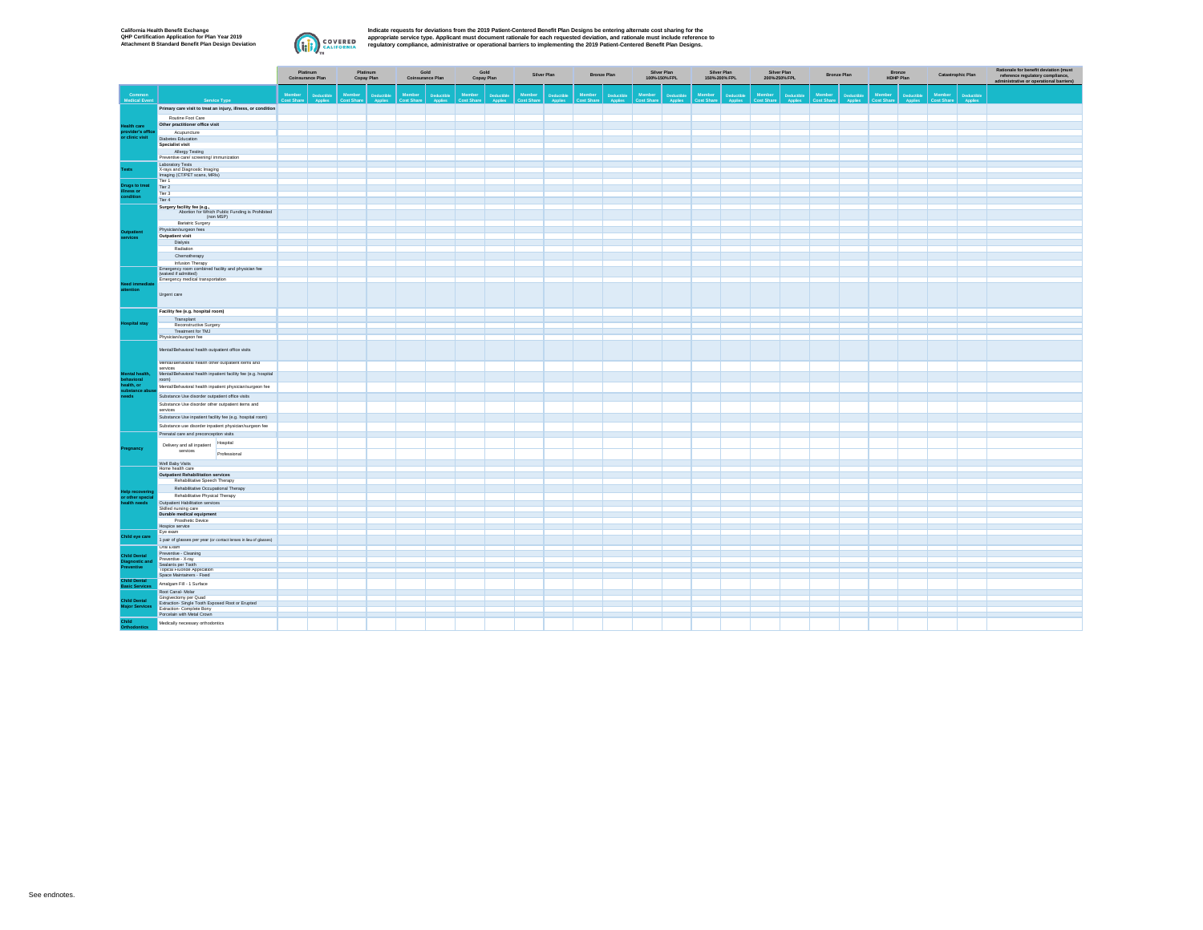California Health Benefit Exchange
QHP Certification Application for Plan Year 2019
Attachment B Standard Benefit Plan Design Deviation

**Indicate requests for deviations from the 2019 Patient-Centered Benefit Plan Designs be entering alternate cost sharing for the appropriate service type. Applicant must document rationale for each requested deviation, and rationale must include reference to regulatory compliance, administrative or operational barriers to implementing the 2019 Patient-Centered Benefit Plan Designs.**

| | | Platinum Coinsurance Plan | | Platinum Copay Plan | | Gold Coinsurance Plan | | Gold Copay Plan | | Silver Plan | | Bronze Plan | | Silver Plan 100%-150% FPL | | Silver Plan 150%-200% FPL | | Silver Plan 200%-250% FPL | | Bronze Plan | | Bronze HDHP Plan | | Catastrophic Plan | | Rationale for benefit deviation (must reference regulatory compliance, administrative or operational barriers) |
|---|---|---|---|---|---|---|---|---|---|---|---|---|---|---|---|---|---|---|---|---|---|---|---|---|---|---|
| Common Medical Event | Service Type | Member Cost Share | Deductible Applies | Member Cost Share | Deductible Applies | Member Cost Share | Deductible Applies | Member Cost Share | Deductible Applies | Member Cost Share | Deductible Applies | Member Cost Share | Deductible Applies | Member Cost Share | Deductible Applies | Member Cost Share | Deductible Applies | Member Cost Share | Deductible Applies | Member Cost Share | Deductible Applies | Member Cost Share | Deductible Applies | Member Cost Share | Deductible Applies | |
| Health care provider's office or clinic visit | **Primary care visit to treat an injury, illness, or condition** | | | | | | | | | | | | | | | | | | | | | | | | | |
| | Routine Foot Care | | | | | | | | | | | | | | | | | | | | | | | | | |
| | **Other practitioner office visit** | | | | | | | | | | | | | | | | | | | | | | | | | |
| | Acupuncture | | | | | | | | | | | | | | | | | | | | | | | | | |
| | Diabetes Education | | | | | | | | | | | | | | | | | | | | | | | | | |
| | **Specialist visit** | | | | | | | | | | | | | | | | | | | | | | | | | |
| | Allergy Testing | | | | | | | | | | | | | | | | | | | | | | | | | |
| | Preventive care/ screening/ immunization | | | | | | | | | | | | | | | | | | | | | | | | | |
| Tests | Laboratory Tests | | | | | | | | | | | | | | | | | | | | | | | | | |
| | X-rays and Diagnostic Imaging | | | | | | | | | | | | | | | | | | | | | | | | | |
| | Imaging (CT/PET scans, MRIs) | | | | | | | | | | | | | | | | | | | | | | | | | |
| Drugs to treat illness or condition | Tier 1 | | | | | | | | | | | | | | | | | | | | | | | | | |
| | Tier 2 | | | | | | | | | | | | | | | | | | | | | | | | | |
| | Tier 3 | | | | | | | | | | | | | | | | | | | | | | | | | |
| | Tier 4 | | | | | | | | | | | | | | | | | | | | | | | | | |
| Outpatient services | **Surgery facility fee (e.g.,** | | | | | | | | | | | | | | | | | | | | | | | | | |
| | Abortion for Which Public Funding is Prohibited (non MSP) | | | | | | | | | | | | | | | | | | | | | | | | | |
| | Bariatric Surgery | | | | | | | | | | | | | | | | | | | | | | | | | |
| | Physician/surgeon fees | | | | | | | | | | | | | | | | | | | | | | | | | |
| | **Outpatient visit** | | | | | | | | | | | | | | | | | | | | | | | | | |
| | Dialysis | | | | | | | | | | | | | | | | | | | | | | | | | |
| | Radiation | | | | | | | | | | | | | | | | | | | | | | | | | |
| | Chemotherapy | | | | | | | | | | | | | | | | | | | | | | | | | |
| | Infusion Therapy | | | | | | | | | | | | | | | | | | | | | | | | | |
| Need immediate attention | Emergency room combined facility and physician fee (waived if admitted) | | | | | | | | | | | | | | | | | | | | | | | | | |
| | Emergency medical transportation | | | | | | | | | | | | | | | | | | | | | | | | | |
| | Urgent care | | | | | | | | | | | | | | | | | | | | | | | | | |
| Hospital stay | **Facility fee (e.g. hospital room)** | | | | | | | | | | | | | | | | | | | | | | | | | |
| | Transplant | | | | | | | | | | | | | | | | | | | | | | | | | |
| | Reconstructive Surgery | | | | | | | | | | | | | | | | | | | | | | | | | |
| | Treatment for TMJ | | | | | | | | | | | | | | | | | | | | | | | | | |
| | Physician/surgeon fee | | | | | | | | | | | | | | | | | | | | | | | | | |
| Mental health, behavioral health, or substance abuse needs | Mental/Behavioral health outpatient office visits | | | | | | | | | | | | | | | | | | | | | | | | | |
| | Mental/Behavioral health other outpatient items and services | | | | | | | | | | | | | | | | | | | | | | | | | |
| | Mental/Behavioral health inpatient facility fee (e.g. hospital room) | | | | | | | | | | | | | | | | | | | | | | | | | |
| | Mental/Behavioral health inpatient physician/surgeon fee | | | | | | | | | | | | | | | | | | | | | | | | | |
| | Substance Use disorder outpatient office visits | | | | | | | | | | | | | | | | | | | | | | | | | |
| | Substance Use disorder other outpatient items and services | | | | | | | | | | | | | | | | | | | | | | | | | |
| | Substance Use inpatient facility fee (e.g. hospital room) | | | | | | | | | | | | | | | | | | | | | | | | | |
| | Substance use disorder inpatient physician/surgeon fee | | | | | | | | | | | | | | | | | | | | | | | | | |
| Pregnancy | Prenatal care and preconception visits | | | | | | | | | | | | | | | | | | | | | | | | | |
| | Delivery and all inpatient services – Hospital | | | | | | | | | | | | | | | | | | | | | | | | | |
| | Delivery and all inpatient services – Professional | | | | | | | | | | | | | | | | | | | | | | | | | |
| | Well Baby Visits | | | | | | | | | | | | | | | | | | | | | | | | | |
| Help recovering or other special health needs | Home health care | | | | | | | | | | | | | | | | | | | | | | | | | |
| | **Outpatient Rehabilitation services** | | | | | | | | | | | | | | | | | | | | | | | | | |
| | Rehabilitative Speech Therapy | | | | | | | | | | | | | | | | | | | | | | | | | |
| | Rehabilitative Occupational Therapy | | | | | | | | | | | | | | | | | | | | | | | | | |
| | Rehabilitative Physical Therapy | | | | | | | | | | | | | | | | | | | | | | | | | |
| | Outpatient Habilitation services | | | | | | | | | | | | | | | | | | | | | | | | | |
| | Skilled nursing care | | | | | | | | | | | | | | | | | | | | | | | | | |
| | **Durable medical equipment** | | | | | | | | | | | | | | | | | | | | | | | | | |
| | Prosthetic Device | | | | | | | | | | | | | | | | | | | | | | | | | |
| | Hospice service | | | | | | | | | | | | | | | | | | | | | | | | | |
| Child eye care | Eye exam | | | | | | | | | | | | | | | | | | | | | | | | | |
| | 1 pair of glasses per year (or contact lenses in lieu of glasses) | | | | | | | | | | | | | | | | | | | | | | | | | |
| Child Dental Diagnostic and Preventive | Oral Exam | | | | | | | | | | | | | | | | | | | | | | | | | |
| | Preventive - Cleaning | | | | | | | | | | | | | | | | | | | | | | | | | |
| | Preventive - X-ray | | | | | | | | | | | | | | | | | | | | | | | | | |
| | Sealants per Tooth | | | | | | | | | | | | | | | | | | | | | | | | | |
| | Topical Fluoride Application | | | | | | | | | | | | | | | | | | | | | | | | | |
| | Space Maintainers - Fixed | | | | | | | | | | | | | | | | | | | | | | | | | |
| Child Dental Basic Services | Amalgam Fill - 1 Surface | | | | | | | | | | | | | | | | | | | | | | | | | |
| Child Dental Major Services | Root Canal- Molar | | | | | | | | | | | | | | | | | | | | | | | | | |
| | Gingivectomy per Quad | | | | | | | | | | | | | | | | | | | | | | | | | |
| | Extraction- Single Tooth Exposed Root or Erupted | | | | | | | | | | | | | | | | | | | | | | | | | |
| | Extraction- Complete Bony | | | | | | | | | | | | | | | | | | | | | | | | | |
| | Porcelain with Metal Crown | | | | | | | | | | | | | | | | | | | | | | | | | |
| Child Orthodontics | Medically necessary orthodontics | | | | | | | | | | | | | | | | | | | | | | | | | |

See endnotes.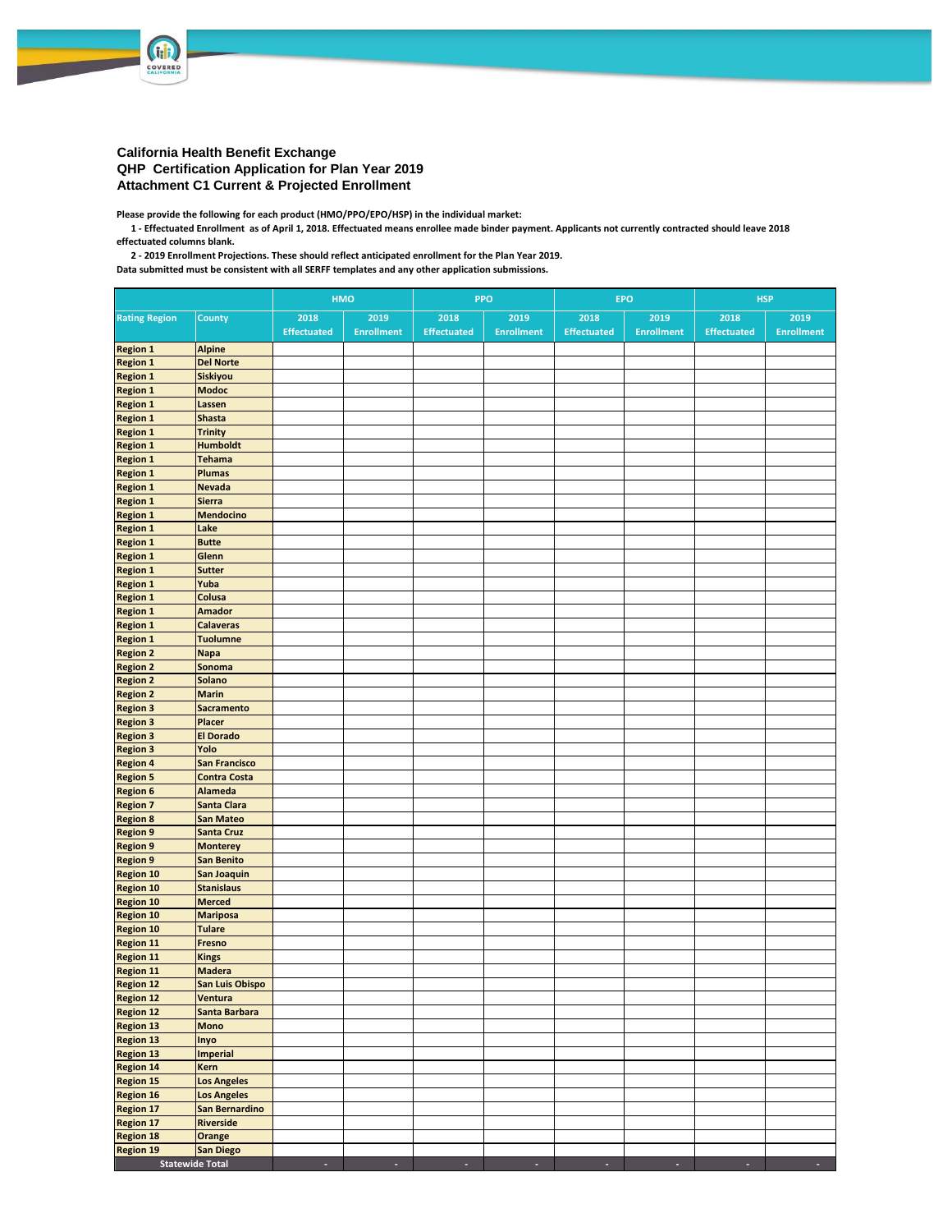**California Health Benefit Exchange**
**QHP Certification Application for Plan Year 2019**
**Attachment C1 Current & Projected Enrollment**

**Please provide the following for each product (HMO/PPO/EPO/HSP) in the individual market:**

**1 - Effectuated Enrollment as of April 1, 2018. Effectuated means enrollee made binder payment. Applicants not currently contracted should leave 2018 effectuated columns blank.**

**2 - 2019 Enrollment Projections. These should reflect anticipated enrollment for the Plan Year 2019.**

**Data submitted must be consistent with all SERFF templates and any other application submissions.**

| | | HMO | | PPO | | EPO | | HSP | |
|---|---|---|---|---|---|---|---|---|---|
| Rating Region | County | 2018 Effectuated | 2019 Enrollment | 2018 Effectuated | 2019 Enrollment | 2018 Effectuated | 2019 Enrollment | 2018 Effectuated | 2019 Enrollment |
| Region 1 | Alpine | | | | | | | | |
| Region 1 | Del Norte | | | | | | | | |
| Region 1 | Siskiyou | | | | | | | | |
| Region 1 | Modoc | | | | | | | | |
| Region 1 | Lassen | | | | | | | | |
| Region 1 | Shasta | | | | | | | | |
| Region 1 | Trinity | | | | | | | | |
| Region 1 | Humboldt | | | | | | | | |
| Region 1 | Tehama | | | | | | | | |
| Region 1 | Plumas | | | | | | | | |
| Region 1 | Nevada | | | | | | | | |
| Region 1 | Sierra | | | | | | | | |
| Region 1 | Mendocino | | | | | | | | |
| Region 1 | Lake | | | | | | | | |
| Region 1 | Butte | | | | | | | | |
| Region 1 | Glenn | | | | | | | | |
| Region 1 | Sutter | | | | | | | | |
| Region 1 | Yuba | | | | | | | | |
| Region 1 | Colusa | | | | | | | | |
| Region 1 | Amador | | | | | | | | |
| Region 1 | Calaveras | | | | | | | | |
| Region 1 | Tuolumne | | | | | | | | |
| Region 2 | Napa | | | | | | | | |
| Region 2 | Sonoma | | | | | | | | |
| Region 2 | Solano | | | | | | | | |
| Region 2 | Marin | | | | | | | | |
| Region 3 | Sacramento | | | | | | | | |
| Region 3 | Placer | | | | | | | | |
| Region 3 | El Dorado | | | | | | | | |
| Region 3 | Yolo | | | | | | | | |
| Region 4 | San Francisco | | | | | | | | |
| Region 5 | Contra Costa | | | | | | | | |
| Region 6 | Alameda | | | | | | | | |
| Region 7 | Santa Clara | | | | | | | | |
| Region 8 | San Mateo | | | | | | | | |
| Region 9 | Santa Cruz | | | | | | | | |
| Region 9 | Monterey | | | | | | | | |
| Region 9 | San Benito | | | | | | | | |
| Region 10 | San Joaquin | | | | | | | | |
| Region 10 | Stanislaus | | | | | | | | |
| Region 10 | Merced | | | | | | | | |
| Region 10 | Mariposa | | | | | | | | |
| Region 10 | Tulare | | | | | | | | |
| Region 11 | Fresno | | | | | | | | |
| Region 11 | Kings | | | | | | | | |
| Region 11 | Madera | | | | | | | | |
| Region 12 | San Luis Obispo | | | | | | | | |
| Region 12 | Ventura | | | | | | | | |
| Region 12 | Santa Barbara | | | | | | | | |
| Region 13 | Mono | | | | | | | | |
| Region 13 | Inyo | | | | | | | | |
| Region 13 | Imperial | | | | | | | | |
| Region 14 | Kern | | | | | | | | |
| Region 15 | Los Angeles | | | | | | | | |
| Region 16 | Los Angeles | | | | | | | | |
| Region 17 | San Bernardino | | | | | | | | |
| Region 17 | Riverside | | | | | | | | |
| Region 18 | Orange | | | | | | | | |
| Region 19 | San Diego | | | | | | | | |
| Statewide Total | | - | - | - | - | - | - | - | - |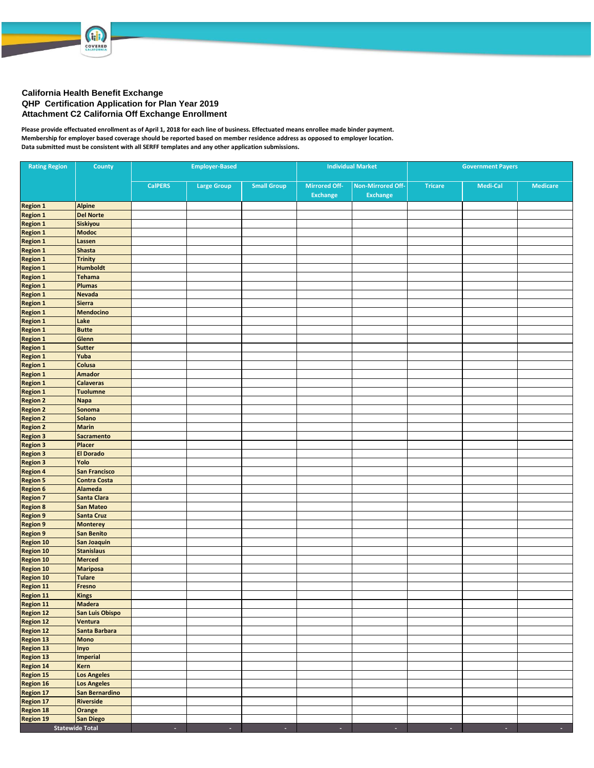### California Health Benefit Exchange
### QHP Certification Application for Plan Year 2019
### Attachment C2 California Off Exchange Enrollment

**Please provide effectuated enrollment as of April 1, 2018 for each line of business. Effectuated means enrollee made binder payment.**
**Membership for employer based coverage should be reported based on member residence address as opposed to employer location.**
**Data submitted must be consistent with all SERFF templates and any other application submissions.**

| Rating Region | County | Employer-Based | | | Individual Market | | Government Payers | | |
|---|---|---|---|---|---|---|---|---|---|
| | | CalPERS | Large Group | Small Group | Mirrored Off-Exchange | Non-Mirrored Off-Exchange | Tricare | Medi-Cal | Medicare |
| Region 1 | Alpine | | | | | | | | |
| Region 1 | Del Norte | | | | | | | | |
| Region 1 | Siskiyou | | | | | | | | |
| Region 1 | Modoc | | | | | | | | |
| Region 1 | Lassen | | | | | | | | |
| Region 1 | Shasta | | | | | | | | |
| Region 1 | Trinity | | | | | | | | |
| Region 1 | Humboldt | | | | | | | | |
| Region 1 | Tehama | | | | | | | | |
| Region 1 | Plumas | | | | | | | | |
| Region 1 | Nevada | | | | | | | | |
| Region 1 | Sierra | | | | | | | | |
| Region 1 | Mendocino | | | | | | | | |
| Region 1 | Lake | | | | | | | | |
| Region 1 | Butte | | | | | | | | |
| Region 1 | Glenn | | | | | | | | |
| Region 1 | Sutter | | | | | | | | |
| Region 1 | Yuba | | | | | | | | |
| Region 1 | Colusa | | | | | | | | |
| Region 1 | Amador | | | | | | | | |
| Region 1 | Calaveras | | | | | | | | |
| Region 1 | Tuolumne | | | | | | | | |
| Region 2 | Napa | | | | | | | | |
| Region 2 | Sonoma | | | | | | | | |
| Region 2 | Solano | | | | | | | | |
| Region 2 | Marin | | | | | | | | |
| Region 3 | Sacramento | | | | | | | | |
| Region 3 | Placer | | | | | | | | |
| Region 3 | El Dorado | | | | | | | | |
| Region 3 | Yolo | | | | | | | | |
| Region 4 | San Francisco | | | | | | | | |
| Region 5 | Contra Costa | | | | | | | | |
| Region 6 | Alameda | | | | | | | | |
| Region 7 | Santa Clara | | | | | | | | |
| Region 8 | San Mateo | | | | | | | | |
| Region 9 | Santa Cruz | | | | | | | | |
| Region 9 | Monterey | | | | | | | | |
| Region 9 | San Benito | | | | | | | | |
| Region 10 | San Joaquin | | | | | | | | |
| Region 10 | Stanislaus | | | | | | | | |
| Region 10 | Merced | | | | | | | | |
| Region 10 | Mariposa | | | | | | | | |
| Region 10 | Tulare | | | | | | | | |
| Region 11 | Fresno | | | | | | | | |
| Region 11 | Kings | | | | | | | | |
| Region 11 | Madera | | | | | | | | |
| Region 12 | San Luis Obispo | | | | | | | | |
| Region 12 | Ventura | | | | | | | | |
| Region 12 | Santa Barbara | | | | | | | | |
| Region 13 | Mono | | | | | | | | |
| Region 13 | Inyo | | | | | | | | |
| Region 13 | Imperial | | | | | | | | |
| Region 14 | Kern | | | | | | | | |
| Region 15 | Los Angeles | | | | | | | | |
| Region 16 | Los Angeles | | | | | | | | |
| Region 17 | San Bernardino | | | | | | | | |
| Region 17 | Riverside | | | | | | | | |
| Region 18 | Orange | | | | | | | | |
| Region 19 | San Diego | | | | | | | | |
| Statewide Total | | - | - | - | - | - | - | - | - |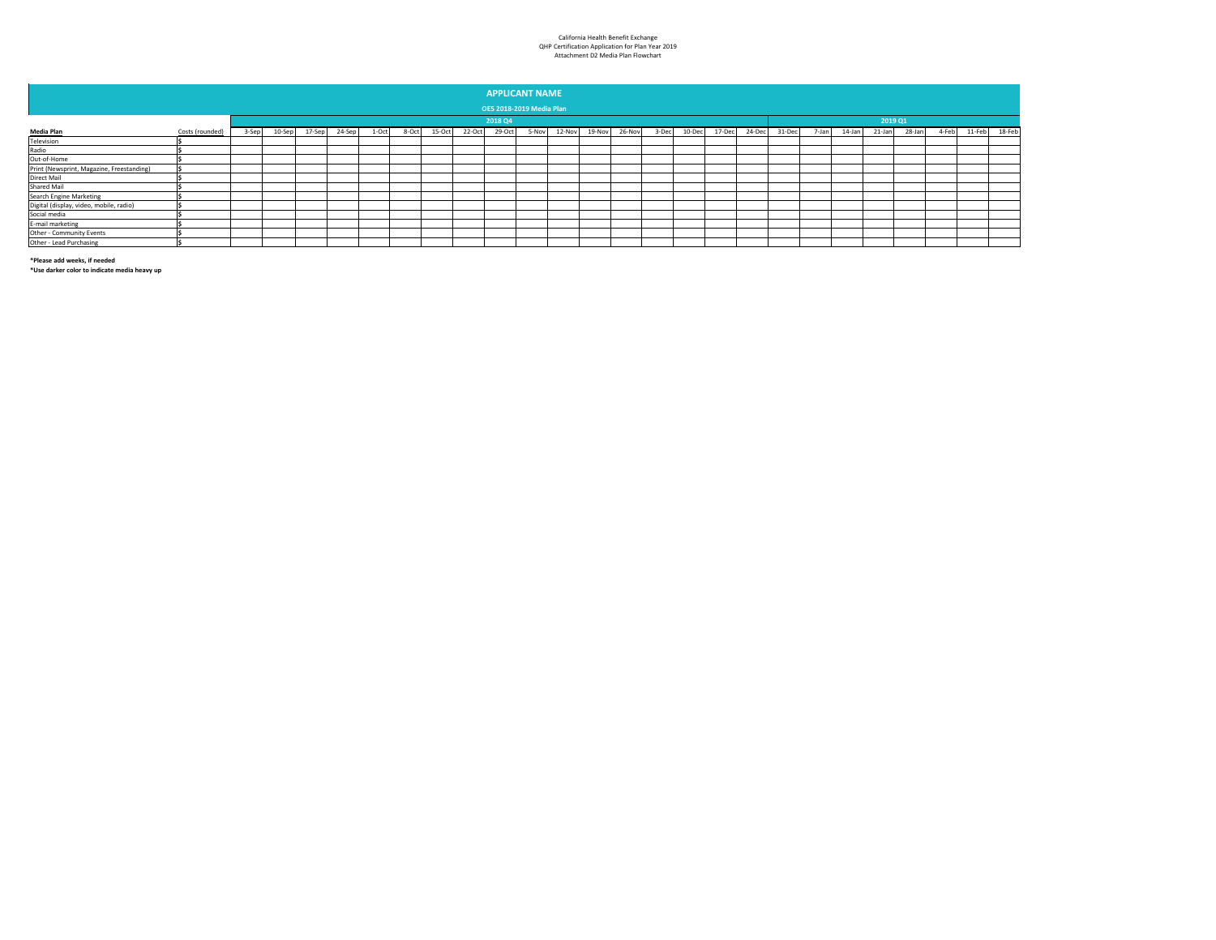California Health Benefit Exchange
QHP Certification Application for Plan Year 2019
Attachment D2 Media Plan Flowchart

## APPLICANT NAME

### OE5 2018-2019 Media Plan

| | | 2018 Q4 | | | | | | | | | | | | | | | | | 2019 Q1 | | | | | | | |
|---|---|---|---|---|---|---|---|---|---|---|---|---|---|---|---|---|---|---|---|---|---|---|---|---|---|---|
| **Media Plan** | Costs (rounded) | 3-Sep | 10-Sep | 17-Sep | 24-Sep | 1-Oct | 8-Oct | 15-Oct | 22-Oct | 29-Oct | 5-Nov | 12-Nov | 19-Nov | 26-Nov | 3-Dec | 10-Dec | 17-Dec | 24-Dec | 31-Dec | 7-Jan | 14-Jan | 21-Jan | 28-Jan | 4-Feb | 11-Feb | 18-Feb |
| Television | $ | | | | | | | | | | | | | | | | | | | | | | | | | |
| Radio | $ | | | | | | | | | | | | | | | | | | | | | | | | | |
| Out-of-Home | $ | | | | | | | | | | | | | | | | | | | | | | | | | |
| Print (Newsprint, Magazine, Freestanding) | $ | | | | | | | | | | | | | | | | | | | | | | | | | |
| Direct Mail | $ | | | | | | | | | | | | | | | | | | | | | | | | | |
| Shared Mail | $ | | | | | | | | | | | | | | | | | | | | | | | | | |
| Search Engine Marketing | $ | | | | | | | | | | | | | | | | | | | | | | | | | |
| Digital (display, video, mobile, radio) | $ | | | | | | | | | | | | | | | | | | | | | | | | | |
| Social media | $ | | | | | | | | | | | | | | | | | | | | | | | | | |
| E-mail marketing | $ | | | | | | | | | | | | | | | | | | | | | | | | | |
| Other - Community Events | $ | | | | | | | | | | | | | | | | | | | | | | | | | |
| Other - Lead Purchasing | $ | | | | | | | | | | | | | | | | | | | | | | | | | |

**\*Please add weeks, if needed**

**\*Use darker color to indicate media heavy up**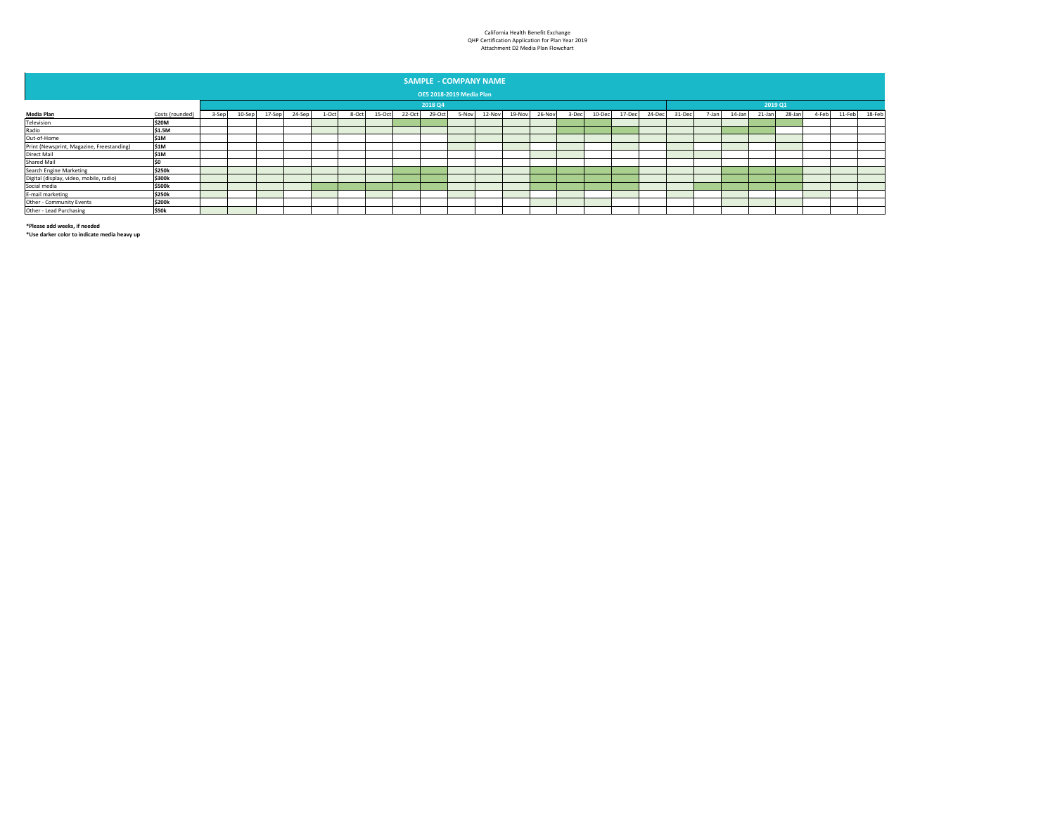California Health Benefit Exchange
QHP Certification Application for Plan Year 2019
Attachment D2 Media Plan Flowchart

## SAMPLE - COMPANY NAME

**OES 2018-2019 Media Plan**

| | | 2018 Q4 | | | | | | | | | | | | | | | | | 2019 Q1 | | | | | | | |
|---|---|---|---|---|---|---|---|---|---|---|---|---|---|---|---|---|---|---|---|---|---|---|---|---|---|---|
| **Media Plan** | Costs (rounded) | 3-Sep | 10-Sep | 17-Sep | 24-Sep | 1-Oct | 8-Oct | 15-Oct | 22-Oct | 29-Oct | 5-Nov | 12-Nov | 19-Nov | 26-Nov | 3-Dec | 10-Dec | 17-Dec | 24-Dec | 31-Dec | 7-Jan | 14-Jan | 21-Jan | 28-Jan | 4-Feb | 11-Feb | 18-Feb |
| Television | **$20M** | | | | | | | | | | | | | | | | | | | | | | | | | |
| Radio | **$1.5M** | | | | | | | | | | | | | | | | | | | | | | | | | |
| Out-of-Home | **$1M** | | | | | | | | | | | | | | | | | | | | | | | | | |
| Print (Newsprint, Magazine, Freestanding) | **$1M** | | | | | | | | | | | | | | | | | | | | | | | | | |
| Direct Mail | **$1M** | | | | | | | | | | | | | | | | | | | | | | | | | |
| Shared Mail | **$0** | | | | | | | | | | | | | | | | | | | | | | | | | |
| Search Engine Marketing | **$250k** | | | | | | | | | | | | | | | | | | | | | | | | | |
| Digital (display, video, mobile, radio) | **$300k** | | | | | | | | | | | | | | | | | | | | | | | | | |
| Social media | **$500k** | | | | | | | | | | | | | | | | | | | | | | | | | |
| E-mail marketing | **$250k** | | | | | | | | | | | | | | | | | | | | | | | | | |
| Other - Community Events | **$200k** | | | | | | | | | | | | | | | | | | | | | | | | | |
| Other - Lead Purchasing | **$50k** | | | | | | | | | | | | | | | | | | | | | | | | | |

**\*Please add weeks, if needed**

**\*Use darker color to indicate media heavy up**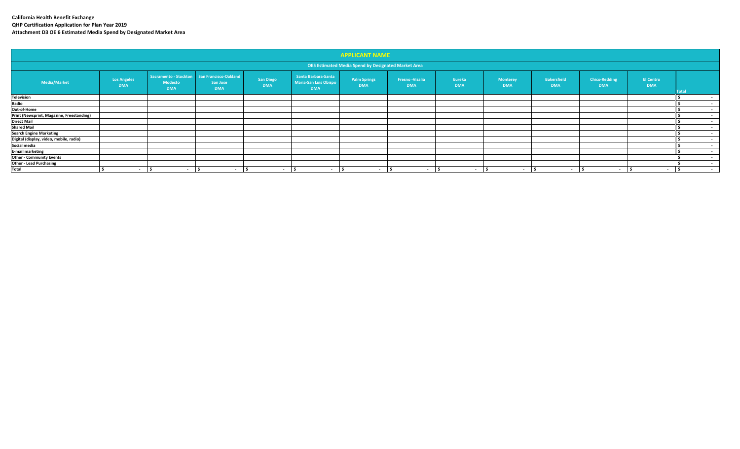**California Health Benefit Exchange**
**QHP Certification Application for Plan Year 2019**
**Attachment D3 OE 6 Estimated Media Spend by Designated Market Area**

| APPLICANT NAME | | | | | | | | | | | | | |
|---|---|---|---|---|---|---|---|---|---|---|---|---|---|
| OE5 Estimated Media Spend by Designated Market Area | | | | | | | | | | | | | |
| Media/Market | Los Angeles DMA | Sacramento - Stockton Modesto DMA | San Francisco-Oakland San Jose DMA | San Diego DMA | Santa Barbara-Santa Maria-San Luis Obispo DMA | Palm Springs DMA | Fresno -Visalia DMA | Eureka DMA | Monterey DMA | Bakersfield DMA | Chico-Redding DMA | El Centro DMA | Total |
| **Television** | | | | | | | | | | | | | $ - |
| **Radio** | | | | | | | | | | | | | $ - |
| **Out-of-Home** | | | | | | | | | | | | | $ - |
| **Print (Newsprint, Magazine, Freestanding)** | | | | | | | | | | | | | $ - |
| **Direct Mail** | | | | | | | | | | | | | $ - |
| **Shared Mail** | | | | | | | | | | | | | $ - |
| **Search Engine Marketing** | | | | | | | | | | | | | $ - |
| **Digital (display, video, mobile, radio)** | | | | | | | | | | | | | $ - |
| **Social media** | | | | | | | | | | | | | $ - |
| **E-mail marketing** | | | | | | | | | | | | | $ - |
| **Other - Community Events** | | | | | | | | | | | | | $ - |
| **Other - Lead Purchasing** | | | | | | | | | | | | | $ - |
| **Total** | $ - | $ - | $ - | $ - | $ - | $ - | $ - | $ - | $ - | $ - | $ - | $ - | $ - |